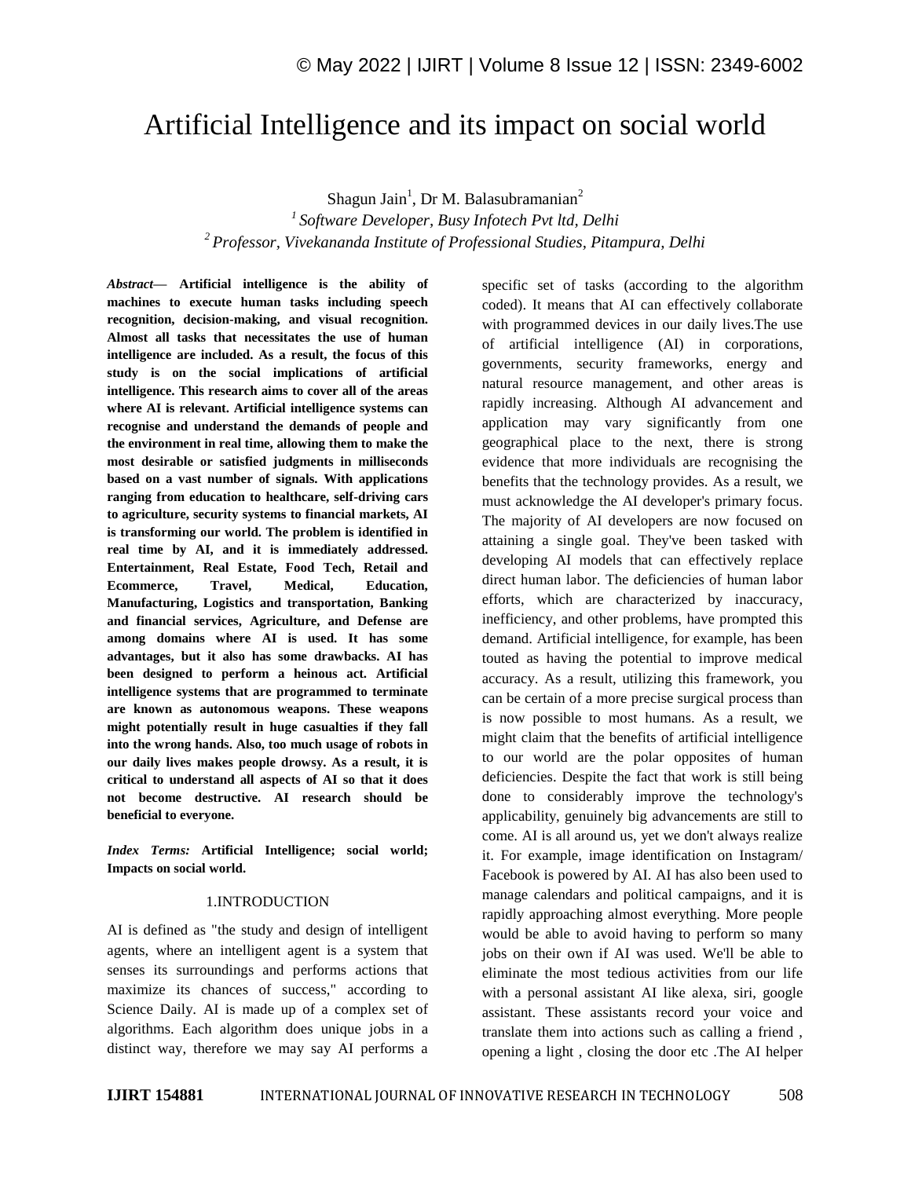# Artificial Intelligence and its impact on social world

Shagun Jain[1], Dr M. Balasubramanian[2]

[1] *Software Developer, Busy Infotech Pvt ltd, Delhi*

[2] *Professor, Vivekananda Institute of Professional Studies, Pitampura, Delhi*

***Abstract*— Artificial intelligence is the ability of machines to execute human tasks including speech recognition, decision-making, and visual recognition. Almost all tasks that necessitates the use of human intelligence are included. As a result, the focus of this study is on the social implications of artificial intelligence. This research aims to cover all of the areas where AI is relevant. Artificial intelligence systems can recognise and understand the demands of people and the environment in real time, allowing them to make the most desirable or satisfied judgments in milliseconds based on a vast number of signals. With applications ranging from education to healthcare, self-driving cars to agriculture, security systems to financial markets, AI is transforming our world. The problem is identified in real time by AI, and it is immediately addressed. Entertainment, Real Estate, Food Tech, Retail and Ecommerce, Travel, Medical, Education, Manufacturing, Logistics and transportation, Banking and financial services, Agriculture, and Defense are among domains where AI is used. It has some advantages, but it also has some drawbacks. AI has been designed to perform a heinous act. Artificial intelligence systems that are programmed to terminate are known as autonomous weapons. These weapons might potentially result in huge casualties if they fall into the wrong hands. Also, too much usage of robots in our daily lives makes people drowsy. As a result, it is critical to understand all aspects of AI so that it does not become destructive. AI research should be beneficial to everyone.**

***Index Terms:*** **Artificial Intelligence; social world; Impacts on social world.**

## 1.INTRODUCTION

AI is defined as "the study and design of intelligent agents, where an intelligent agent is a system that senses its surroundings and performs actions that maximize its chances of success," according to Science Daily. AI is made up of a complex set of algorithms. Each algorithm does unique jobs in a distinct way, therefore we may say AI performs a specific set of tasks (according to the algorithm coded). It means that AI can effectively collaborate with programmed devices in our daily lives.The use of artificial intelligence (AI) in corporations, governments, security frameworks, energy and natural resource management, and other areas is rapidly increasing. Although AI advancement and application may vary significantly from one geographical place to the next, there is strong evidence that more individuals are recognising the benefits that the technology provides. As a result, we must acknowledge the AI developer's primary focus. The majority of AI developers are now focused on attaining a single goal. They've been tasked with developing AI models that can effectively replace direct human labor. The deficiencies of human labor efforts, which are characterized by inaccuracy, inefficiency, and other problems, have prompted this demand. Artificial intelligence, for example, has been touted as having the potential to improve medical accuracy. As a result, utilizing this framework, you can be certain of a more precise surgical process than is now possible to most humans. As a result, we might claim that the benefits of artificial intelligence to our world are the polar opposites of human deficiencies. Despite the fact that work is still being done to considerably improve the technology's applicability, genuinely big advancements are still to come. AI is all around us, yet we don't always realize it. For example, image identification on Instagram/ Facebook is powered by AI. AI has also been used to manage calendars and political campaigns, and it is rapidly approaching almost everything. More people would be able to avoid having to perform so many jobs on their own if AI was used. We'll be able to eliminate the most tedious activities from our life with a personal assistant AI like alexa, siri, google assistant. These assistants record your voice and translate them into actions such as calling a friend , opening a light , closing the door etc .The AI helper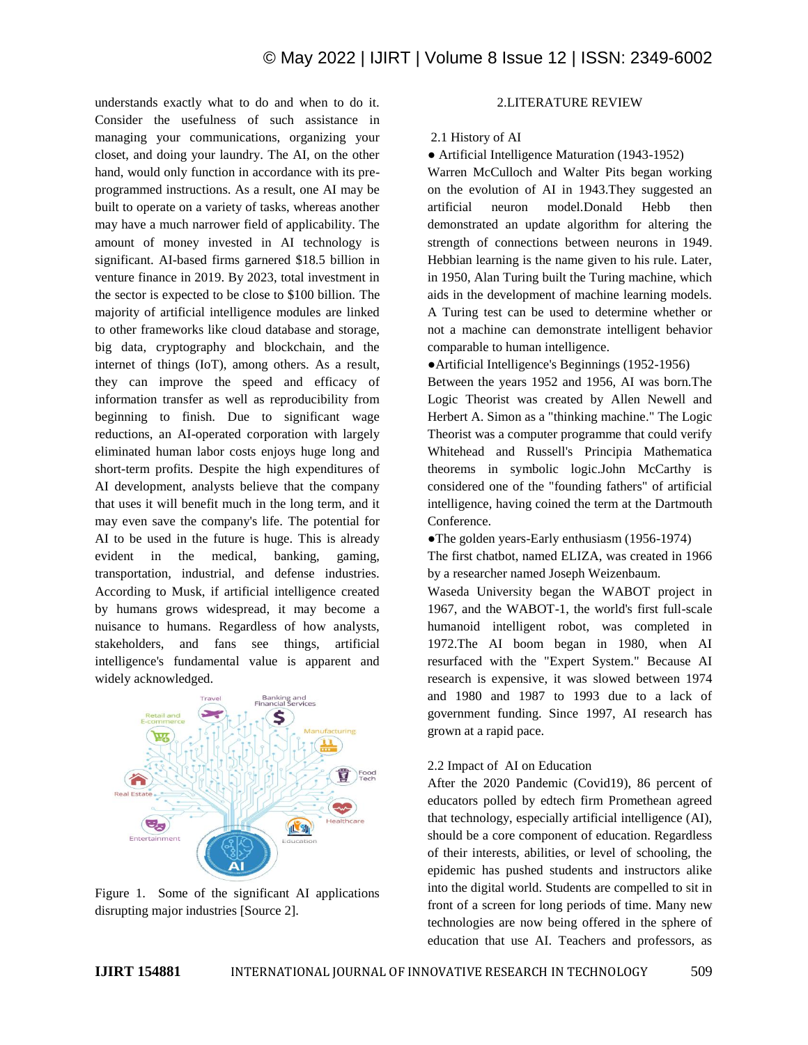understands exactly what to do and when to do it. Consider the usefulness of such assistance in managing your communications, organizing your closet, and doing your laundry. The AI, on the other hand, would only function in accordance with its pre-programmed instructions. As a result, one AI may be built to operate on a variety of tasks, whereas another may have a much narrower field of applicability. The amount of money invested in AI technology is significant. AI-based firms garnered $18.5 billion in venture finance in 2019. By 2023, total investment in the sector is expected to be close to $100 billion. The majority of artificial intelligence modules are linked to other frameworks like cloud database and storage, big data, cryptography and blockchain, and the internet of things (IoT), among others. As a result, they can improve the speed and efficacy of information transfer as well as reproducibility from beginning to finish. Due to significant wage reductions, an AI-operated corporation with largely eliminated human labor costs enjoys huge long and short-term profits. Despite the high expenditures of AI development, analysts believe that the company that uses it will benefit much in the long term, and it may even save the company's life. The potential for AI to be used in the future is huge. This is already evident in the medical, banking, gaming, transportation, industrial, and defense industries. According to Musk, if artificial intelligence created by humans grows widespread, it may become a nuisance to humans. Regardless of how analysts, stakeholders, and fans see things, artificial intelligence's fundamental value is apparent and widely acknowledged.

Figure 1. Some of the significant AI applications disrupting major industries [Source 2].

## 2.LITERATURE REVIEW

### 2.1 History of AI

- Artificial Intelligence Maturation (1943-1952)

Warren McCulloch and Walter Pits began working on the evolution of AI in 1943.They suggested an artificial neuron model.Donald Hebb then demonstrated an update algorithm for altering the strength of connections between neurons in 1949. Hebbian learning is the name given to his rule. Later, in 1950, Alan Turing built the Turing machine, which aids in the development of machine learning models. A Turing test can be used to determine whether or not a machine can demonstrate intelligent behavior comparable to human intelligence.

- Artificial Intelligence's Beginnings (1952-1956)

Between the years 1952 and 1956, AI was born.The Logic Theorist was created by Allen Newell and Herbert A. Simon as a "thinking machine." The Logic Theorist was a computer programme that could verify Whitehead and Russell's Principia Mathematica theorems in symbolic logic.John McCarthy is considered one of the "founding fathers" of artificial intelligence, having coined the term at the Dartmouth Conference.

- The golden years-Early enthusiasm (1956-1974)

The first chatbot, named ELIZA, was created in 1966 by a researcher named Joseph Weizenbaum.

Waseda University began the WABOT project in 1967, and the WABOT-1, the world's first full-scale humanoid intelligent robot, was completed in 1972.The AI boom began in 1980, when AI resurfaced with the "Expert System." Because AI research is expensive, it was slowed between 1974 and 1980 and 1987 to 1993 due to a lack of government funding. Since 1997, AI research has grown at a rapid pace.

### 2.2 Impact of AI on Education

After the 2020 Pandemic (Covid19), 86 percent of educators polled by edtech firm Promethean agreed that technology, especially artificial intelligence (AI), should be a core component of education. Regardless of their interests, abilities, or level of schooling, the epidemic has pushed students and instructors alike into the digital world. Students are compelled to sit in front of a screen for long periods of time. Many new technologies are now being offered in the sphere of education that use AI. Teachers and professors, as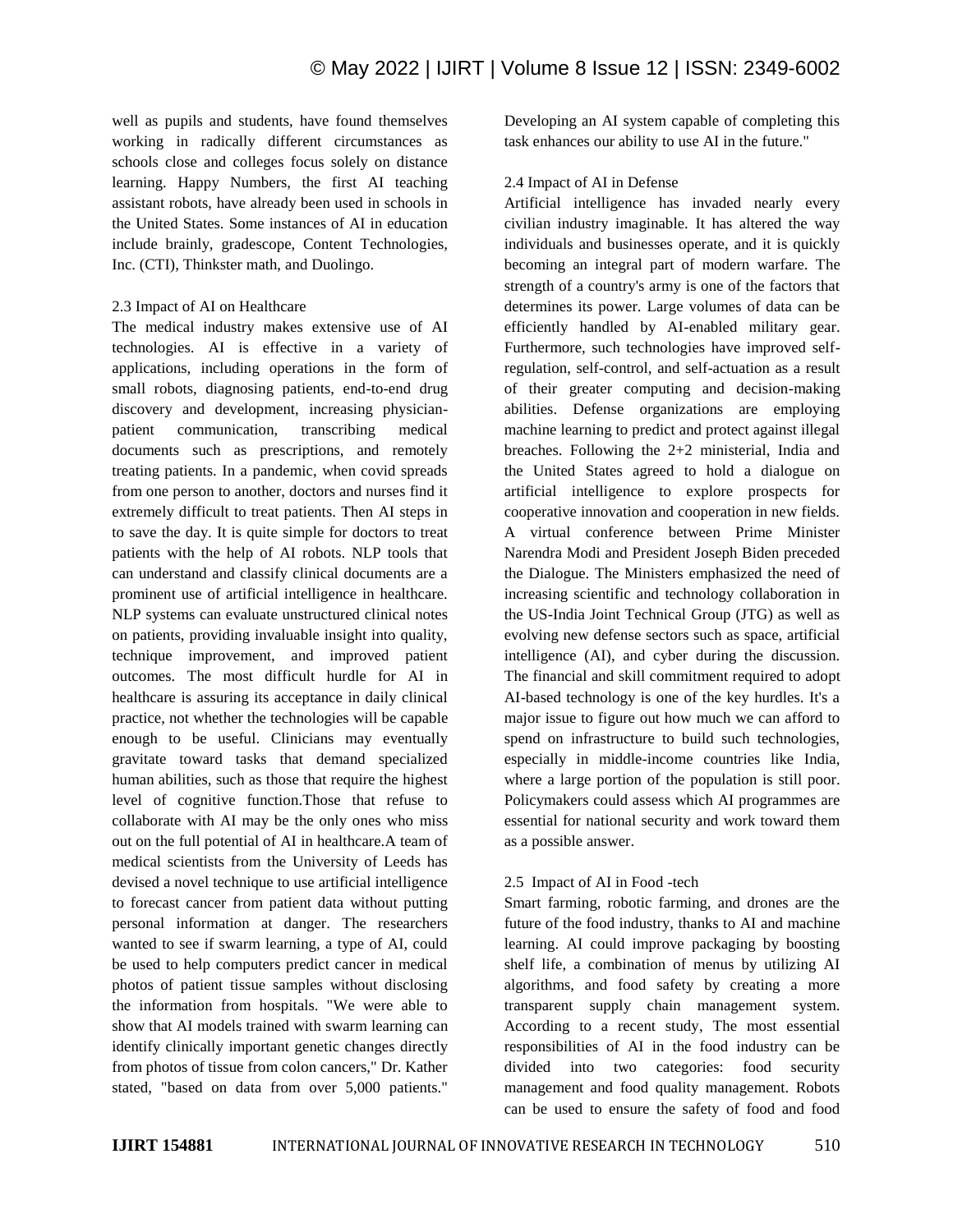well as pupils and students, have found themselves working in radically different circumstances as schools close and colleges focus solely on distance learning. Happy Numbers, the first AI teaching assistant robots, have already been used in schools in the United States. Some instances of AI in education include brainly, gradescope, Content Technologies, Inc. (CTI), Thinkster math, and Duolingo.

### 2.3 Impact of AI on Healthcare

The medical industry makes extensive use of AI technologies. AI is effective in a variety of applications, including operations in the form of small robots, diagnosing patients, end-to-end drug discovery and development, increasing physician-patient communication, transcribing medical documents such as prescriptions, and remotely treating patients. In a pandemic, when covid spreads from one person to another, doctors and nurses find it extremely difficult to treat patients. Then AI steps in to save the day. It is quite simple for doctors to treat patients with the help of AI robots. NLP tools that can understand and classify clinical documents are a prominent use of artificial intelligence in healthcare. NLP systems can evaluate unstructured clinical notes on patients, providing invaluable insight into quality, technique improvement, and improved patient outcomes. The most difficult hurdle for AI in healthcare is assuring its acceptance in daily clinical practice, not whether the technologies will be capable enough to be useful. Clinicians may eventually gravitate toward tasks that demand specialized human abilities, such as those that require the highest level of cognitive function.Those that refuse to collaborate with AI may be the only ones who miss out on the full potential of AI in healthcare.A team of medical scientists from the University of Leeds has devised a novel technique to use artificial intelligence to forecast cancer from patient data without putting personal information at danger. The researchers wanted to see if swarm learning, a type of AI, could be used to help computers predict cancer in medical photos of patient tissue samples without disclosing the information from hospitals. "We were able to show that AI models trained with swarm learning can identify clinically important genetic changes directly from photos of tissue from colon cancers," Dr. Kather stated, "based on data from over 5,000 patients." Developing an AI system capable of completing this task enhances our ability to use AI in the future."

### 2.4 Impact of AI in Defense

Artificial intelligence has invaded nearly every civilian industry imaginable. It has altered the way individuals and businesses operate, and it is quickly becoming an integral part of modern warfare. The strength of a country's army is one of the factors that determines its power. Large volumes of data can be efficiently handled by AI-enabled military gear. Furthermore, such technologies have improved self-regulation, self-control, and self-actuation as a result of their greater computing and decision-making abilities. Defense organizations are employing machine learning to predict and protect against illegal breaches. Following the 2+2 ministerial, India and the United States agreed to hold a dialogue on artificial intelligence to explore prospects for cooperative innovation and cooperation in new fields. A virtual conference between Prime Minister Narendra Modi and President Joseph Biden preceded the Dialogue. The Ministers emphasized the need of increasing scientific and technology collaboration in the US-India Joint Technical Group (JTG) as well as evolving new defense sectors such as space, artificial intelligence (AI), and cyber during the discussion. The financial and skill commitment required to adopt AI-based technology is one of the key hurdles. It's a major issue to figure out how much we can afford to spend on infrastructure to build such technologies, especially in middle-income countries like India, where a large portion of the population is still poor. Policymakers could assess which AI programmes are essential for national security and work toward them as a possible answer.

### 2.5 Impact of AI in Food -tech

Smart farming, robotic farming, and drones are the future of the food industry, thanks to AI and machine learning. AI could improve packaging by boosting shelf life, a combination of menus by utilizing AI algorithms, and food safety by creating a more transparent supply chain management system. According to a recent study, The most essential responsibilities of AI in the food industry can be divided into two categories: food security management and food quality management. Robots can be used to ensure the safety of food and food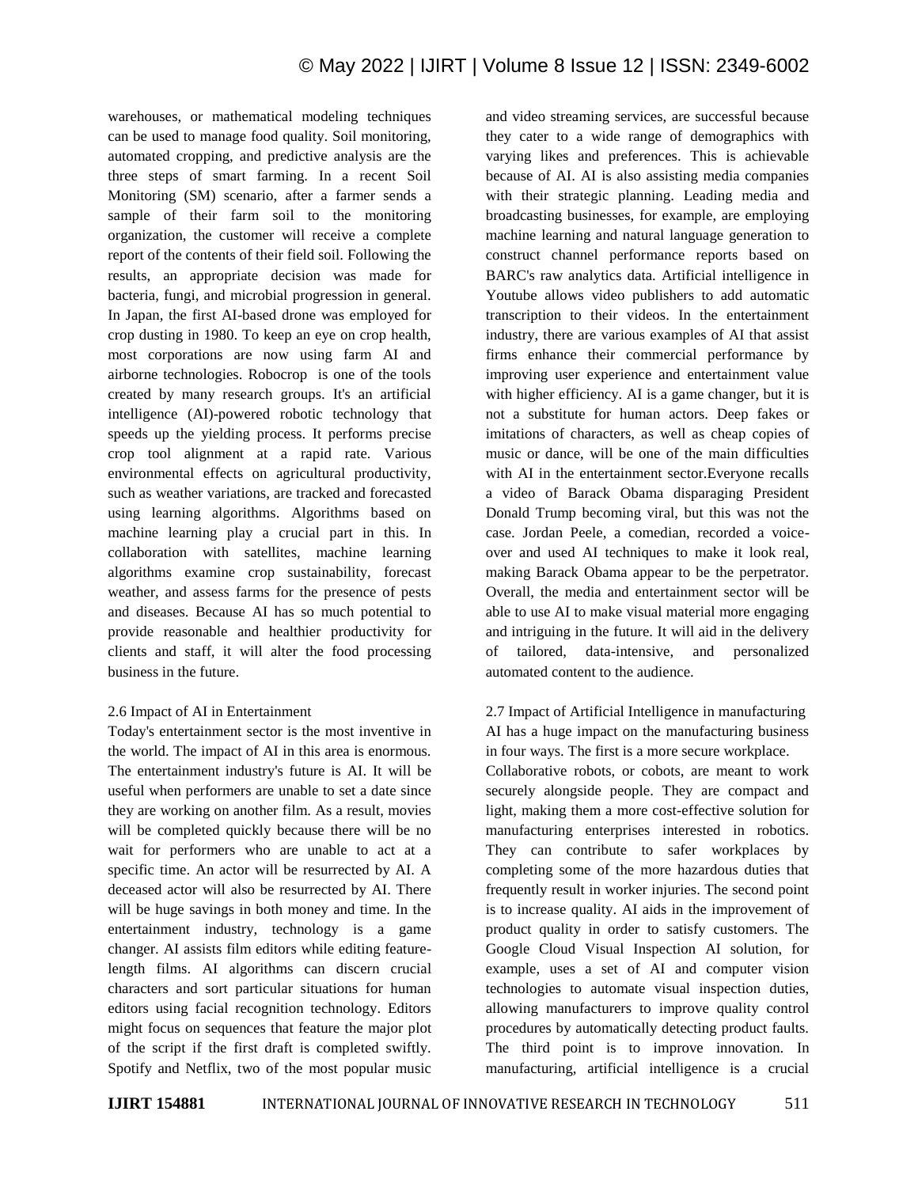warehouses, or mathematical modeling techniques can be used to manage food quality. Soil monitoring, automated cropping, and predictive analysis are the three steps of smart farming. In a recent Soil Monitoring (SM) scenario, after a farmer sends a sample of their farm soil to the monitoring organization, the customer will receive a complete report of the contents of their field soil. Following the results, an appropriate decision was made for bacteria, fungi, and microbial progression in general. In Japan, the first AI-based drone was employed for crop dusting in 1980. To keep an eye on crop health, most corporations are now using farm AI and airborne technologies. Robocrop is one of the tools created by many research groups. It's an artificial intelligence (AI)-powered robotic technology that speeds up the yielding process. It performs precise crop tool alignment at a rapid rate. Various environmental effects on agricultural productivity, such as weather variations, are tracked and forecasted using learning algorithms. Algorithms based on machine learning play a crucial part in this. In collaboration with satellites, machine learning algorithms examine crop sustainability, forecast weather, and assess farms for the presence of pests and diseases. Because AI has so much potential to provide reasonable and healthier productivity for clients and staff, it will alter the food processing business in the future.

### 2.6 Impact of AI in Entertainment

Today's entertainment sector is the most inventive in the world. The impact of AI in this area is enormous. The entertainment industry's future is AI. It will be useful when performers are unable to set a date since they are working on another film. As a result, movies will be completed quickly because there will be no wait for performers who are unable to act at a specific time. An actor will be resurrected by AI. A deceased actor will also be resurrected by AI. There will be huge savings in both money and time. In the entertainment industry, technology is a game changer. AI assists film editors while editing feature-length films. AI algorithms can discern crucial characters and sort particular situations for human editors using facial recognition technology. Editors might focus on sequences that feature the major plot of the script if the first draft is completed swiftly. Spotify and Netflix, two of the most popular music and video streaming services, are successful because they cater to a wide range of demographics with varying likes and preferences. This is achievable because of AI. AI is also assisting media companies with their strategic planning. Leading media and broadcasting businesses, for example, are employing machine learning and natural language generation to construct channel performance reports based on BARC's raw analytics data. Artificial intelligence in Youtube allows video publishers to add automatic transcription to their videos. In the entertainment industry, there are various examples of AI that assist firms enhance their commercial performance by improving user experience and entertainment value with higher efficiency. AI is a game changer, but it is not a substitute for human actors. Deep fakes or imitations of characters, as well as cheap copies of music or dance, will be one of the main difficulties with AI in the entertainment sector.Everyone recalls a video of Barack Obama disparaging President Donald Trump becoming viral, but this was not the case. Jordan Peele, a comedian, recorded a voice-over and used AI techniques to make it look real, making Barack Obama appear to be the perpetrator. Overall, the media and entertainment sector will be able to use AI to make visual material more engaging and intriguing in the future. It will aid in the delivery of tailored, data-intensive, and personalized automated content to the audience.

### 2.7 Impact of Artificial Intelligence in manufacturing

AI has a huge impact on the manufacturing business in four ways. The first is a more secure workplace.

Collaborative robots, or cobots, are meant to work securely alongside people. They are compact and light, making them a more cost-effective solution for manufacturing enterprises interested in robotics. They can contribute to safer workplaces by completing some of the more hazardous duties that frequently result in worker injuries. The second point is to increase quality. AI aids in the improvement of product quality in order to satisfy customers. The Google Cloud Visual Inspection AI solution, for example, uses a set of AI and computer vision technologies to automate visual inspection duties, allowing manufacturers to improve quality control procedures by automatically detecting product faults. The third point is to improve innovation. In manufacturing, artificial intelligence is a crucial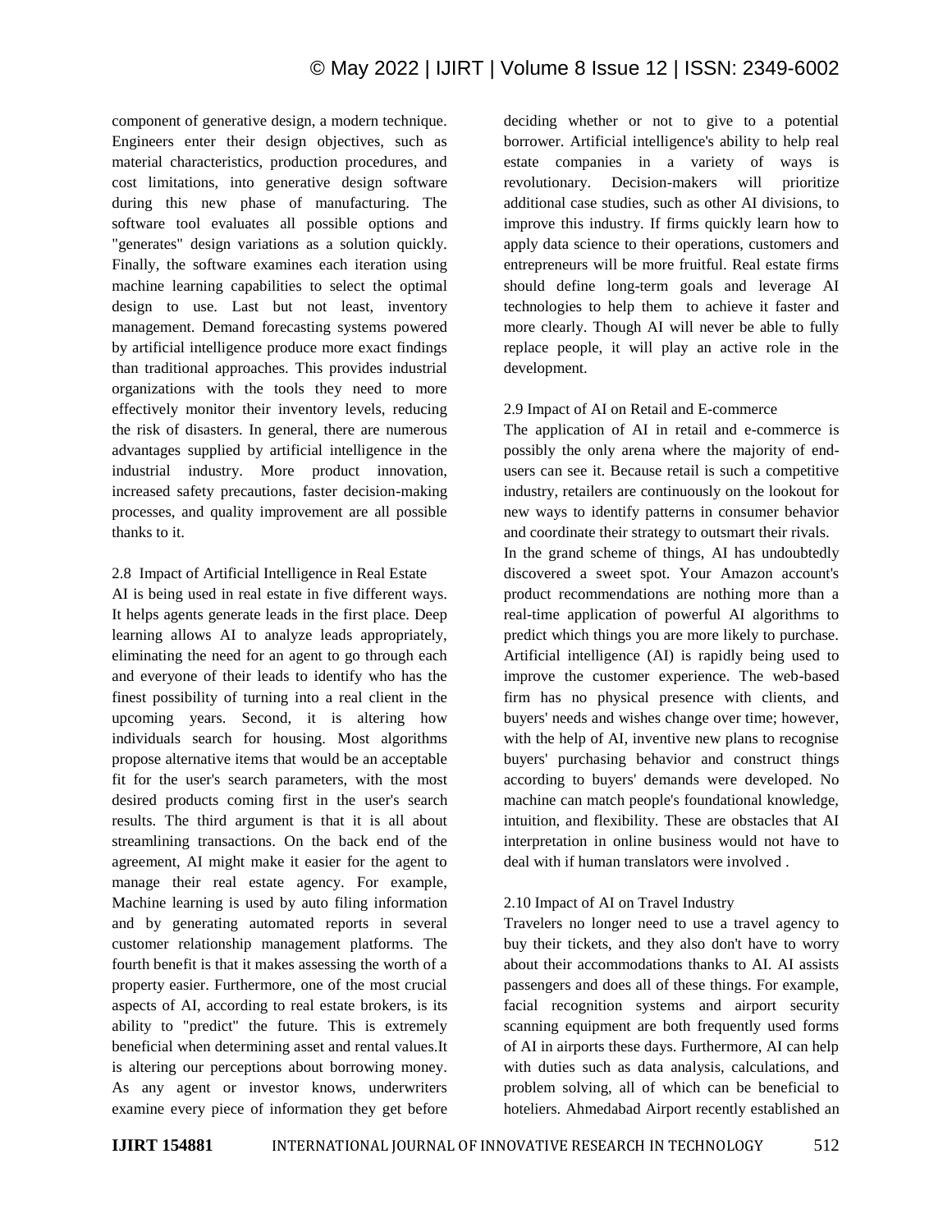component of generative design, a modern technique. Engineers enter their design objectives, such as material characteristics, production procedures, and cost limitations, into generative design software during this new phase of manufacturing. The software tool evaluates all possible options and "generates" design variations as a solution quickly. Finally, the software examines each iteration using machine learning capabilities to select the optimal design to use. Last but not least, inventory management. Demand forecasting systems powered by artificial intelligence produce more exact findings than traditional approaches. This provides industrial organizations with the tools they need to more effectively monitor their inventory levels, reducing the risk of disasters. In general, there are numerous advantages supplied by artificial intelligence in the industrial industry. More product innovation, increased safety precautions, faster decision-making processes, and quality improvement are all possible thanks to it.

### 2.8 Impact of Artificial Intelligence in Real Estate

AI is being used in real estate in five different ways. It helps agents generate leads in the first place. Deep learning allows AI to analyze leads appropriately, eliminating the need for an agent to go through each and everyone of their leads to identify who has the finest possibility of turning into a real client in the upcoming years. Second, it is altering how individuals search for housing. Most algorithms propose alternative items that would be an acceptable fit for the user's search parameters, with the most desired products coming first in the user's search results. The third argument is that it is all about streamlining transactions. On the back end of the agreement, AI might make it easier for the agent to manage their real estate agency. For example, Machine learning is used by auto filing information and by generating automated reports in several customer relationship management platforms. The fourth benefit is that it makes assessing the worth of a property easier. Furthermore, one of the most crucial aspects of AI, according to real estate brokers, is its ability to "predict" the future. This is extremely beneficial when determining asset and rental values.It is altering our perceptions about borrowing money. As any agent or investor knows, underwriters examine every piece of information they get before deciding whether or not to give to a potential borrower. Artificial intelligence's ability to help real estate companies in a variety of ways is revolutionary. Decision-makers will prioritize additional case studies, such as other AI divisions, to improve this industry. If firms quickly learn how to apply data science to their operations, customers and entrepreneurs will be more fruitful. Real estate firms should define long-term goals and leverage AI technologies to help them to achieve it faster and more clearly. Though AI will never be able to fully replace people, it will play an active role in the development.

### 2.9 Impact of AI on Retail and E-commerce

The application of AI in retail and e-commerce is possibly the only arena where the majority of end-users can see it. Because retail is such a competitive industry, retailers are continuously on the lookout for new ways to identify patterns in consumer behavior and coordinate their strategy to outsmart their rivals.

In the grand scheme of things, AI has undoubtedly discovered a sweet spot. Your Amazon account's product recommendations are nothing more than a real-time application of powerful AI algorithms to predict which things you are more likely to purchase. Artificial intelligence (AI) is rapidly being used to improve the customer experience. The web-based firm has no physical presence with clients, and buyers' needs and wishes change over time; however, with the help of AI, inventive new plans to recognise buyers' purchasing behavior and construct things according to buyers' demands were developed. No machine can match people's foundational knowledge, intuition, and flexibility. These are obstacles that AI interpretation in online business would not have to deal with if human translators were involved .

### 2.10 Impact of AI on Travel Industry

Travelers no longer need to use a travel agency to buy their tickets, and they also don't have to worry about their accommodations thanks to AI. AI assists passengers and does all of these things. For example, facial recognition systems and airport security scanning equipment are both frequently used forms of AI in airports these days. Furthermore, AI can help with duties such as data analysis, calculations, and problem solving, all of which can be beneficial to hoteliers. Ahmedabad Airport recently established an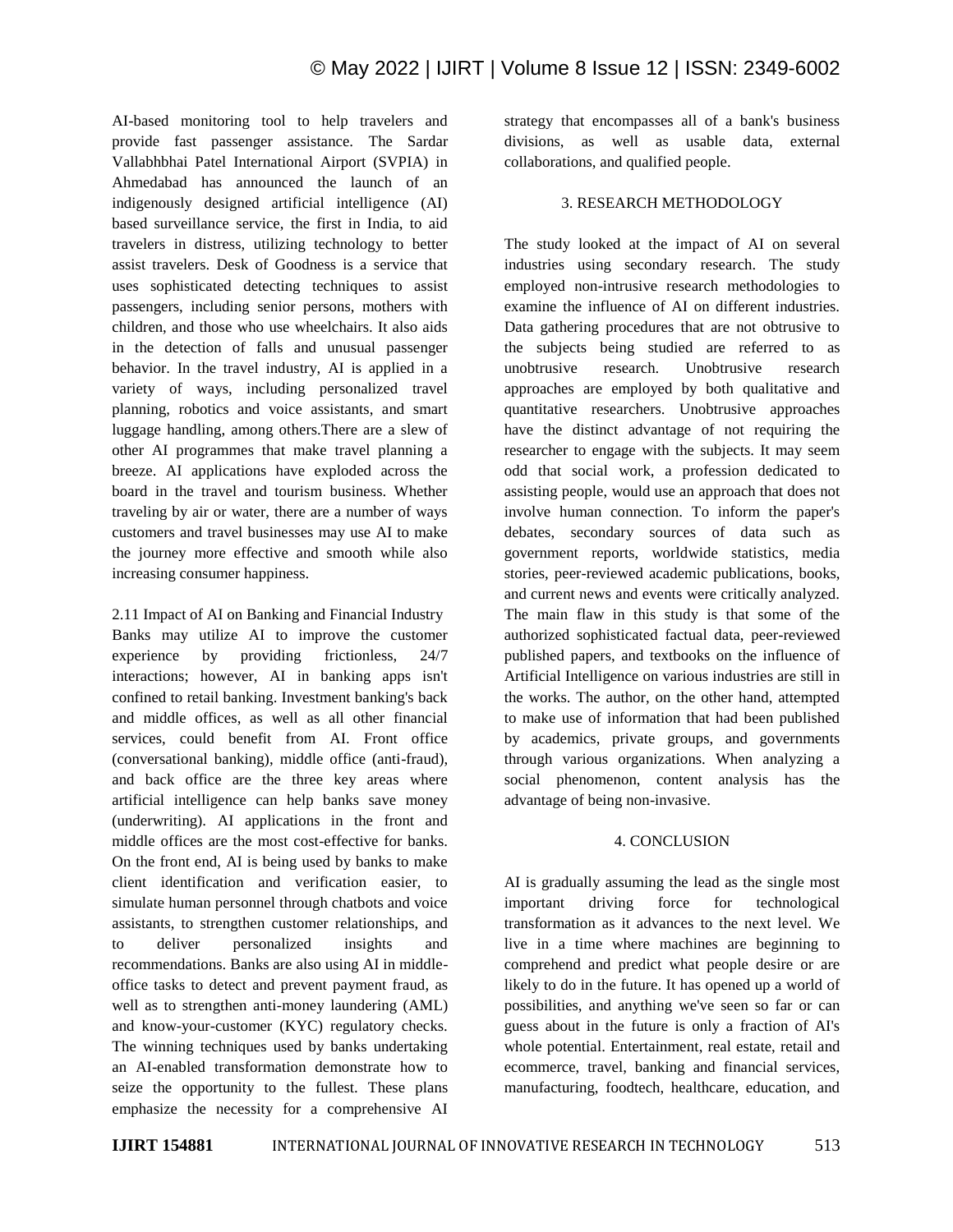AI-based monitoring tool to help travelers and provide fast passenger assistance. The Sardar Vallabhbhai Patel International Airport (SVPIA) in Ahmedabad has announced the launch of an indigenously designed artificial intelligence (AI) based surveillance service, the first in India, to aid travelers in distress, utilizing technology to better assist travelers. Desk of Goodness is a service that uses sophisticated detecting techniques to assist passengers, including senior persons, mothers with children, and those who use wheelchairs. It also aids in the detection of falls and unusual passenger behavior. In the travel industry, AI is applied in a variety of ways, including personalized travel planning, robotics and voice assistants, and smart luggage handling, among others.There are a slew of other AI programmes that make travel planning a breeze. AI applications have exploded across the board in the travel and tourism business. Whether traveling by air or water, there are a number of ways customers and travel businesses may use AI to make the journey more effective and smooth while also increasing consumer happiness.

### 2.11 Impact of AI on Banking and Financial Industry

Banks may utilize AI to improve the customer experience by providing frictionless, 24/7 interactions; however, AI in banking apps isn't confined to retail banking. Investment banking's back and middle offices, as well as all other financial services, could benefit from AI. Front office (conversational banking), middle office (anti-fraud), and back office are the three key areas where artificial intelligence can help banks save money (underwriting). AI applications in the front and middle offices are the most cost-effective for banks. On the front end, AI is being used by banks to make client identification and verification easier, to simulate human personnel through chatbots and voice assistants, to strengthen customer relationships, and to deliver personalized insights and recommendations. Banks are also using AI in middle-office tasks to detect and prevent payment fraud, as well as to strengthen anti-money laundering (AML) and know-your-customer (KYC) regulatory checks. The winning techniques used by banks undertaking an AI-enabled transformation demonstrate how to seize the opportunity to the fullest. These plans emphasize the necessity for a comprehensive AI strategy that encompasses all of a bank's business divisions, as well as usable data, external collaborations, and qualified people.

## 3. RESEARCH METHODOLOGY

The study looked at the impact of AI on several industries using secondary research. The study employed non-intrusive research methodologies to examine the influence of AI on different industries. Data gathering procedures that are not obtrusive to the subjects being studied are referred to as unobtrusive research. Unobtrusive research approaches are employed by both qualitative and quantitative researchers. Unobtrusive approaches have the distinct advantage of not requiring the researcher to engage with the subjects. It may seem odd that social work, a profession dedicated to assisting people, would use an approach that does not involve human connection. To inform the paper's debates, secondary sources of data such as government reports, worldwide statistics, media stories, peer-reviewed academic publications, books, and current news and events were critically analyzed. The main flaw in this study is that some of the authorized sophisticated factual data, peer-reviewed published papers, and textbooks on the influence of Artificial Intelligence on various industries are still in the works. The author, on the other hand, attempted to make use of information that had been published by academics, private groups, and governments through various organizations. When analyzing a social phenomenon, content analysis has the advantage of being non-invasive.

## 4. CONCLUSION

AI is gradually assuming the lead as the single most important driving force for technological transformation as it advances to the next level. We live in a time where machines are beginning to comprehend and predict what people desire or are likely to do in the future. It has opened up a world of possibilities, and anything we've seen so far or can guess about in the future is only a fraction of AI's whole potential. Entertainment, real estate, retail and ecommerce, travel, banking and financial services, manufacturing, foodtech, healthcare, education, and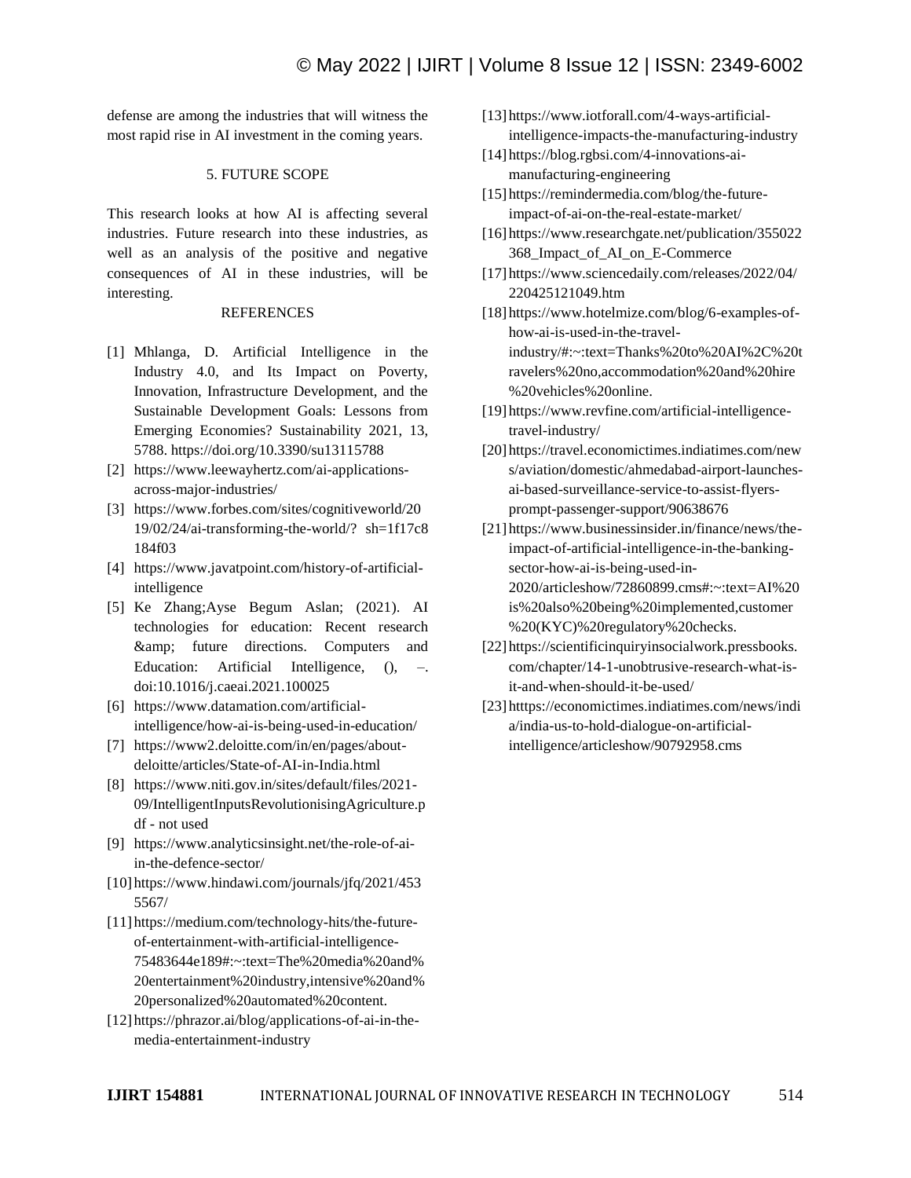defense are among the industries that will witness the most rapid rise in AI investment in the coming years.

## 5. FUTURE SCOPE

This research looks at how AI is affecting several industries. Future research into these industries, as well as an analysis of the positive and negative consequences of AI in these industries, will be interesting.

## REFERENCES

[1] Mhlanga, D. Artificial Intelligence in the Industry 4.0, and Its Impact on Poverty, Innovation, Infrastructure Development, and the Sustainable Development Goals: Lessons from Emerging Economies? Sustainability 2021, 13, 5788. https://doi.org/10.3390/su13115788

[2] https://www.leewayhertz.com/ai-applications-across-major-industries/

[3] https://www.forbes.com/sites/cognitiveworld/2019/02/24/ai-transforming-the-world/? sh=1f17c8184f03

[4] https://www.javatpoint.com/history-of-artificial-intelligence

[5] Ke Zhang;Ayse Begum Aslan; (2021). AI technologies for education: Recent research &amp; future directions. Computers and Education: Artificial Intelligence, (), –. doi:10.1016/j.caeai.2021.100025

[6] https://www.datamation.com/artificial-intelligence/how-ai-is-being-used-in-education/

[7] https://www2.deloitte.com/in/en/pages/about-deloitte/articles/State-of-AI-in-India.html

[8] https://www.niti.gov.in/sites/default/files/2021-09/IntelligentInputsRevolutionisingAgriculture.pdf - not used

[9] https://www.analyticsinsight.net/the-role-of-ai-in-the-defence-sector/

[10] https://www.hindawi.com/journals/jfq/2021/4535567/

[11] https://medium.com/technology-hits/the-future-of-entertainment-with-artificial-intelligence-75483644e189#:~:text=The%20media%20and%20entertainment%20industry,intensive%20and%20personalized%20automated%20content.

[12] https://phrazor.ai/blog/applications-of-ai-in-the-media-entertainment-industry

[13] https://www.iotforall.com/4-ways-artificial-intelligence-impacts-the-manufacturing-industry

[14] https://blog.rgbsi.com/4-innovations-ai-manufacturing-engineering

[15] https://remindermedia.com/blog/the-future-impact-of-ai-on-the-real-estate-market/

[16] https://www.researchgate.net/publication/355022368_Impact_of_AI_on_E-Commerce

[17] https://www.sciencedaily.com/releases/2022/04/220425121049.htm

[18] https://www.hotelmize.com/blog/6-examples-of-how-ai-is-used-in-the-travel-industry/#:~:text=Thanks%20to%20AI%2C%20travelers%20no,accommodation%20and%20hire%20vehicles%20online.

[19] https://www.revfine.com/artificial-intelligence-travel-industry/

[20] https://travel.economictimes.indiatimes.com/news/aviation/domestic/ahmedabad-airport-launches-ai-based-surveillance-service-to-assist-flyers-prompt-passenger-support/90638676

[21] https://www.businessinsider.in/finance/news/the-impact-of-artificial-intelligence-in-the-banking-sector-how-ai-is-being-used-in-2020/articleshow/72860899.cms#:~:text=AI%20is%20also%20being%20implemented,customer%20(KYC)%20regulatory%20checks.

[22] https://scientificinquiryinsocialwork.pressbooks.com/chapter/14-1-unobtrusive-research-what-is-it-and-when-should-it-be-used/

[23] htttps://economictimes.indiatimes.com/news/india/india-us-to-hold-dialogue-on-artificial-intelligence/articleshow/90792958.cms